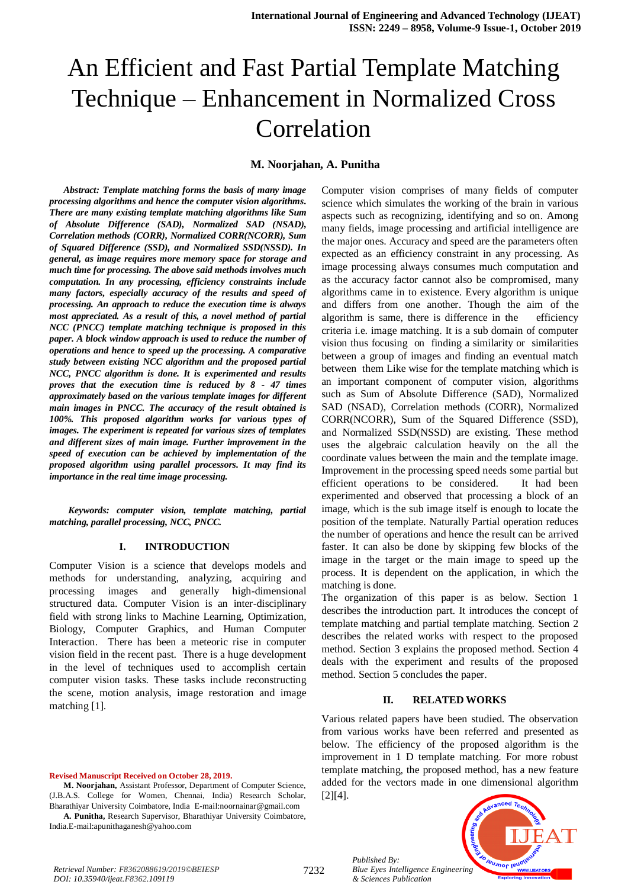# An Efficient and Fast Partial Template Matching Technique – Enhancement in Normalized Cross Correlation

**M. Noorjahan, A. Punitha**

***Abstract:*** ***Template matching forms the basis of many image processing algorithms and hence the computer vision algorithms. There are many existing template matching algorithms like Sum of Absolute Difference (SAD), Normalized SAD (NSAD), Correlation methods (CORR), Normalized CORR(NCORR), Sum of Squared Difference (SSD), and Normalized SSD(NSSD). In general, as image requires more memory space for storage and much time for processing. The above said methods involves much computation. In any processing, efficiency constraints include many factors, especially accuracy of the results and speed of processing. An approach to reduce the execution time is always most appreciated. As a result of this, a novel method of partial NCC (PNCC) template matching technique is proposed in this paper. A block window approach is used to reduce the number of operations and hence to speed up the processing. A comparative study between existing NCC algorithm and the proposed partial NCC, PNCC algorithm is done. It is experimented and results proves that the execution time is reduced by 8 - 47 times approximately based on the various template images for different main images in PNCC. The accuracy of the result obtained is 100%. This proposed algorithm works for various types of images. The experiment is repeated for various sizes of templates and different sizes of main image. Further improvement in the speed of execution can be achieved by implementation of the proposed algorithm using parallel processors. It may find its importance in the real time image processing.***

***Keywords:*** ***computer vision, template matching, partial matching, parallel processing, NCC, PNCC.***

## I. INTRODUCTION

Computer Vision is a science that develops models and methods for understanding, analyzing, acquiring and processing images and generally high-dimensional structured data. Computer Vision is an inter-disciplinary field with strong links to Machine Learning, Optimization, Biology, Computer Graphics, and Human Computer Interaction. There has been a meteoric rise in computer vision field in the recent past. There is a huge development in the level of techniques used to accomplish certain computer vision tasks. These tasks include reconstructing the scene, motion analysis, image restoration and image matching [1].

Computer vision comprises of many fields of computer science which simulates the working of the brain in various aspects such as recognizing, identifying and so on. Among many fields, image processing and artificial intelligence are the major ones. Accuracy and speed are the parameters often expected as an efficiency constraint in any processing. As image processing always consumes much computation and as the accuracy factor cannot also be compromised, many algorithms came in to existence. Every algorithm is unique and differs from one another. Though the aim of the algorithm is same, there is difference in the efficiency criteria i.e. image matching. It is a sub domain of computer vision thus focusing on finding a similarity or similarities between a group of images and finding an eventual match between them Like wise for the template matching which is an important component of computer vision, algorithms such as Sum of Absolute Difference (SAD), Normalized SAD (NSAD), Correlation methods (CORR), Normalized CORR(NCORR), Sum of the Squared Difference (SSD), and Normalized SSD(NSSD) are existing. These method uses the algebraic calculation heavily on the all the coordinate values between the main and the template image. Improvement in the processing speed needs some partial but efficient operations to be considered. It had been experimented and observed that processing a block of an image, which is the sub image itself is enough to locate the position of the template. Naturally Partial operation reduces the number of operations and hence the result can be arrived faster. It can also be done by skipping few blocks of the image in the target or the main image to speed up the process. It is dependent on the application, in which the matching is done.

The organization of this paper is as below. Section 1 describes the introduction part. It introduces the concept of template matching and partial template matching. Section 2 describes the related works with respect to the proposed method. Section 3 explains the proposed method. Section 4 deals with the experiment and results of the proposed method. Section 5 concludes the paper.

## II. RELATED WORKS

Various related papers have been studied. The observation from various works have been referred and presented as below. The efficiency of the proposed algorithm is the improvement in 1 D template matching. For more robust template matching, the proposed method, has a new feature added for the vectors made in one dimensional algorithm [2][4].

**Revised Manuscript Received on October 28, 2019.**

**M. Noorjahan,** Assistant Professor, Department of Computer Science, (J.B.A.S. College for Women, Chennai, India) Research Scholar, Bharathiyar University Coimbatore, India E-mail:noornainar@gmail.com

**A. Punitha,** Research Supervisor, Bharathiyar University Coimbatore, India.E-mail:apunithaganesh@yahoo.com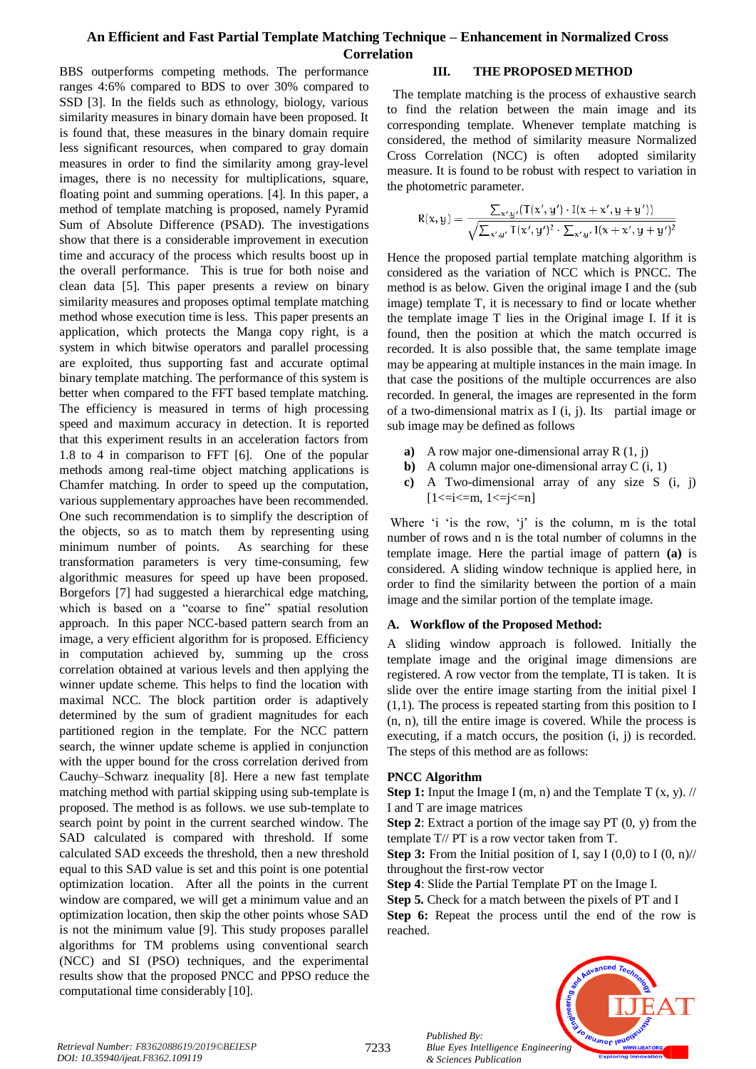BBS outperforms competing methods. The performance ranges 4:6% compared to BDS to over 30% compared to SSD [3]. In the fields such as ethnology, biology, various similarity measures in binary domain have been proposed. It is found that, these measures in the binary domain require less significant resources, when compared to gray domain measures in order to find the similarity among gray-level images, there is no necessity for multiplications, square, floating point and summing operations. [4]. In this paper, a method of template matching is proposed, namely Pyramid Sum of Absolute Difference (PSAD). The investigations show that there is a considerable improvement in execution time and accuracy of the process which results boost up in the overall performance. This is true for both noise and clean data [5]. This paper presents a review on binary similarity measures and proposes optimal template matching method whose execution time is less. This paper presents an application, which protects the Manga copy right, is a system in which bitwise operators and parallel processing are exploited, thus supporting fast and accurate optimal binary template matching. The performance of this system is better when compared to the FFT based template matching. The efficiency is measured in terms of high processing speed and maximum accuracy in detection. It is reported that this experiment results in an acceleration factors from 1.8 to 4 in comparison to FFT [6]. One of the popular methods among real-time object matching applications is Chamfer matching. In order to speed up the computation, various supplementary approaches have been recommended. One such recommendation is to simplify the description of the objects, so as to match them by representing using minimum number of points. As searching for these transformation parameters is very time-consuming, few algorithmic measures for speed up have been proposed. Borgefors [7] had suggested a hierarchical edge matching, which is based on a "coarse to fine" spatial resolution approach. In this paper NCC-based pattern search from an image, a very efficient algorithm for is proposed. Efficiency in computation achieved by, summing up the cross correlation obtained at various levels and then applying the winner update scheme. This helps to find the location with maximal NCC. The block partition order is adaptively determined by the sum of gradient magnitudes for each partitioned region in the template. For the NCC pattern search, the winner update scheme is applied in conjunction with the upper bound for the cross correlation derived from Cauchy–Schwarz inequality [8]. Here a new fast template matching method with partial skipping using sub-template is proposed. The method is as follows. we use sub-template to search point by point in the current searched window. The SAD calculated is compared with threshold. If some calculated SAD exceeds the threshold, then a new threshold equal to this SAD value is set and this point is one potential optimization location. After all the points in the current window are compared, we will get a minimum value and an optimization location, then skip the other points whose SAD is not the minimum value [9]. This study proposes parallel algorithms for TM problems using conventional search (NCC) and SI (PSO) techniques, and the experimental results show that the proposed PNCC and PPSO reduce the computational time considerably [10].

## III. THE PROPOSED METHOD

The template matching is the process of exhaustive search to find the relation between the main image and its corresponding template. Whenever template matching is considered, the method of similarity measure Normalized Cross Correlation (NCC) is often adopted similarity measure. It is found to be robust with respect to variation in the photometric parameter.

$$R(x,y) = \frac{\sum_{x',y'}(T(x',y') \cdot I(x+x',y+y'))}{\sqrt{\sum_{x',y'} T(x',y')^2 \cdot \sum_{x',y'} I(x+x',y+y')^2}}$$

Hence the proposed partial template matching algorithm is considered as the variation of NCC which is PNCC. The method is as below. Given the original image I and the (sub image) template T, it is necessary to find or locate whether the template image T lies in the Original image I. If it is found, then the position at which the match occurred is recorded. It is also possible that, the same template image may be appearing at multiple instances in the main image. In that case the positions of the multiple occurrences are also recorded. In general, the images are represented in the form of a two-dimensional matrix as I (i, j). Its partial image or sub image may be defined as follows

- **a)** A row major one-dimensional array R (1, j)
- **b)** A column major one-dimensional array C (i, 1)
- **c)** A Two-dimensional array of any size S (i, j) [1<=i<=m, 1<=j<=n]

Where 'i 'is the row, 'j' is the column, m is the total number of rows and n is the total number of columns in the template image. Here the partial image of pattern **(a)** is considered. A sliding window technique is applied here, in order to find the similarity between the portion of a main image and the similar portion of the template image.

### A. Workflow of the Proposed Method:

A sliding window approach is followed. Initially the template image and the original image dimensions are registered. A row vector from the template, TI is taken. It is slide over the entire image starting from the initial pixel I (1,1). The process is repeated starting from this position to I (n, n), till the entire image is covered. While the process is executing, if a match occurs, the position (i, j) is recorded. The steps of this method are as follows:

**PNCC Algorithm**

**Step 1:** Input the Image I (m, n) and the Template T (x, y). // I and T are image matrices

**Step 2**: Extract a portion of the image say PT (0, y) from the template T// PT is a row vector taken from T.

**Step 3:** From the Initial position of I, say I (0,0) to I (0, n)// throughout the first-row vector

**Step 4**: Slide the Partial Template PT on the Image I.

**Step 5.** Check for a match between the pixels of PT and I

**Step 6:** Repeat the process until the end of the row is reached.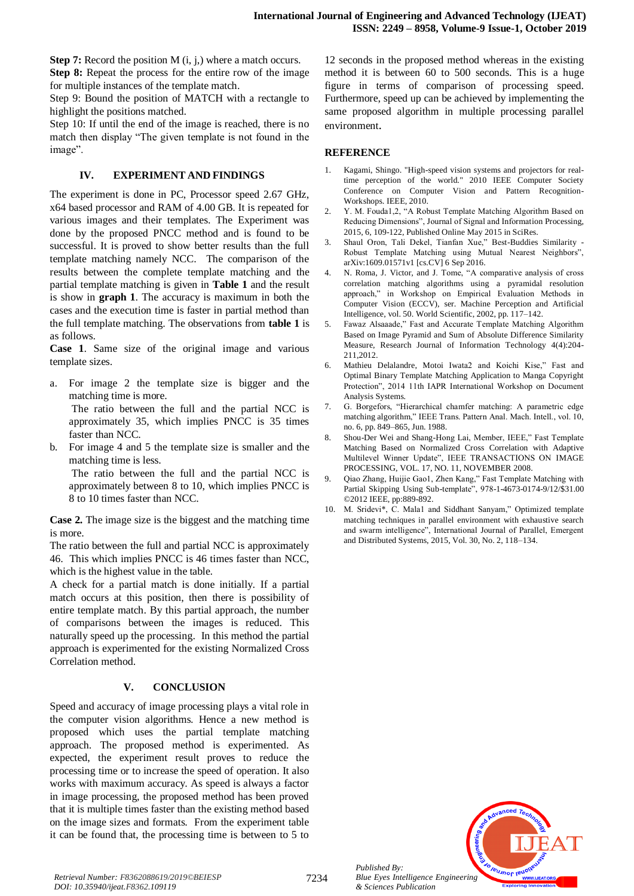**Step 7:** Record the position M (i, j,) where a match occurs.

**Step 8:** Repeat the process for the entire row of the image for multiple instances of the template match.

Step 9: Bound the position of MATCH with a rectangle to highlight the positions matched.

Step 10: If until the end of the image is reached, there is no match then display "The given template is not found in the image".

## IV. EXPERIMENT AND FINDINGS

The experiment is done in PC, Processor speed 2.67 GHz, x64 based processor and RAM of 4.00 GB. It is repeated for various images and their templates. The Experiment was done by the proposed PNCC method and is found to be successful. It is proved to show better results than the full template matching namely NCC. The comparison of the results between the complete template matching and the partial template matching is given in **Table 1** and the result is show in **graph 1**. The accuracy is maximum in both the cases and the execution time is faster in partial method than the full template matching. The observations from **table 1** is as follows.

**Case 1**. Same size of the original image and various template sizes.

a. For image 2 the template size is bigger and the matching time is more.
   The ratio between the full and the partial NCC is approximately 35, which implies PNCC is 35 times faster than NCC.
b. For image 4 and 5 the template size is smaller and the matching time is less.
   The ratio between the full and the partial NCC is approximately between 8 to 10, which implies PNCC is 8 to 10 times faster than NCC.

**Case 2.** The image size is the biggest and the matching time is more.

The ratio between the full and partial NCC is approximately 46. This which implies PNCC is 46 times faster than NCC, which is the highest value in the table.

A check for a partial match is done initially. If a partial match occurs at this position, then there is possibility of entire template match. By this partial approach, the number of comparisons between the images is reduced. This naturally speed up the processing. In this method the partial approach is experimented for the existing Normalized Cross Correlation method.

## V. CONCLUSION

Speed and accuracy of image processing plays a vital role in the computer vision algorithms. Hence a new method is proposed which uses the partial template matching approach. The proposed method is experimented. As expected, the experiment result proves to reduce the processing time or to increase the speed of operation. It also works with maximum accuracy. As speed is always a factor in image processing, the proposed method has been proved that it is multiple times faster than the existing method based on the image sizes and formats. From the experiment table it can be found that, the processing time is between to 5 to 12 seconds in the proposed method whereas in the existing method it is between 60 to 500 seconds. This is a huge figure in terms of comparison of processing speed. Furthermore, speed up can be achieved by implementing the same proposed algorithm in multiple processing parallel environment.

## REFERENCE

1. Kagami, Shingo. "High-speed vision systems and projectors for real-time perception of the world." 2010 IEEE Computer Society Conference on Computer Vision and Pattern Recognition-Workshops. IEEE, 2010.
2. Y. M. Fouda1,2, "A Robust Template Matching Algorithm Based on Reducing Dimensions", Journal of Signal and Information Processing, 2015, 6, 109-122, Published Online May 2015 in SciRes.
3. Shaul Oron, Tali Dekel, Tianfan Xue," Best-Buddies Similarity - Robust Template Matching using Mutual Nearest Neighbors", arXiv:1609.01571v1 [cs.CV] 6 Sep 2016.
4. N. Roma, J. Victor, and J. Tome, "A comparative analysis of cross correlation matching algorithms using a pyramidal resolution approach," in Workshop on Empirical Evaluation Methods in Computer Vision (ECCV), ser. Machine Perception and Artificial Intelligence, vol. 50. World Scientific, 2002, pp. 117–142.
5. Fawaz Alsaaade," Fast and Accurate Template Matching Algorithm Based on Image Pyramid and Sum of Absolute Difference Similarity Measure, Research Journal of Information Technology 4(4):204-211,2012.
6. Mathieu Delalandre, Motoi Iwata2 and Koichi Kise," Fast and Optimal Binary Template Matching Application to Manga Copyright Protection", 2014 11th IAPR International Workshop on Document Analysis Systems.
7. G. Borgefors, "Hierarchical chamfer matching: A parametric edge matching algorithm," IEEE Trans. Pattern Anal. Mach. Intell., vol. 10, no. 6, pp. 849–865, Jun. 1988.
8. Shou-Der Wei and Shang-Hong Lai, Member, IEEE," Fast Template Matching Based on Normalized Cross Correlation with Adaptive Multilevel Winner Update", IEEE TRANSACTIONS ON IMAGE PROCESSING, VOL. 17, NO. 11, NOVEMBER 2008.
9. Qiao Zhang, Huijie Gao1, Zhen Kang," Fast Template Matching with Partial Skipping Using Sub-template", 978-1-4673-0174-9/12/$31.00 ©2012 IEEE, pp:889-892.
10. M. Sridevi*, C. Mala1 and Siddhant Sanyam," Optimized template matching techniques in parallel environment with exhaustive search and swarm intelligence", International Journal of Parallel, Emergent and Distributed Systems, 2015, Vol. 30, No. 2, 118–134.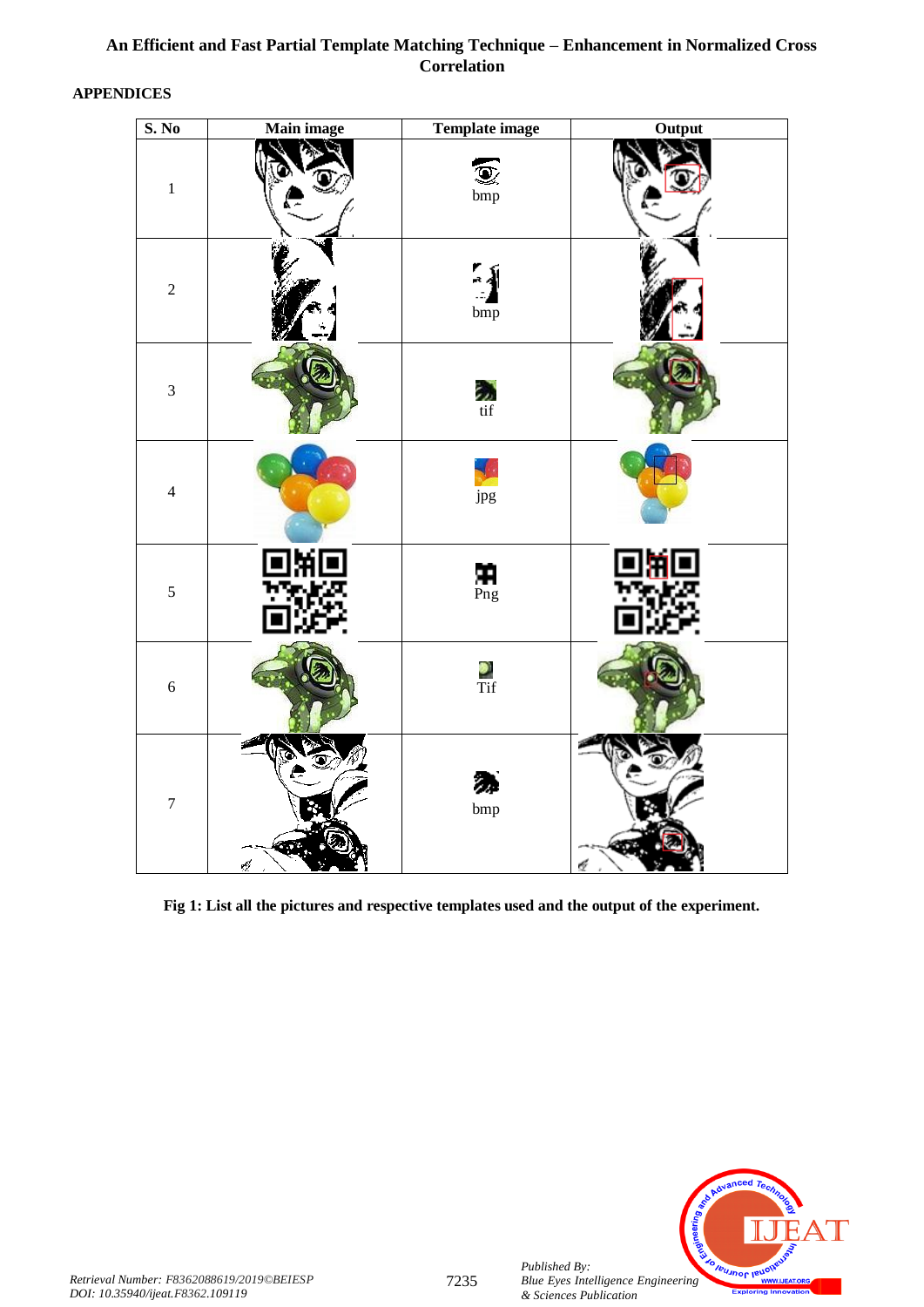## APPENDICES

| S. No | Main image | Template image | Output |
|---|---|---|---|
| 1 | | bmp | |
| 2 | | bmp | |
| 3 | | tif | |
| 4 | | jpg | |
| 5 | | Png | |
| 6 | | Tif | |
| 7 | | bmp | |

**Fig 1: List all the pictures and respective templates used and the output of the experiment.**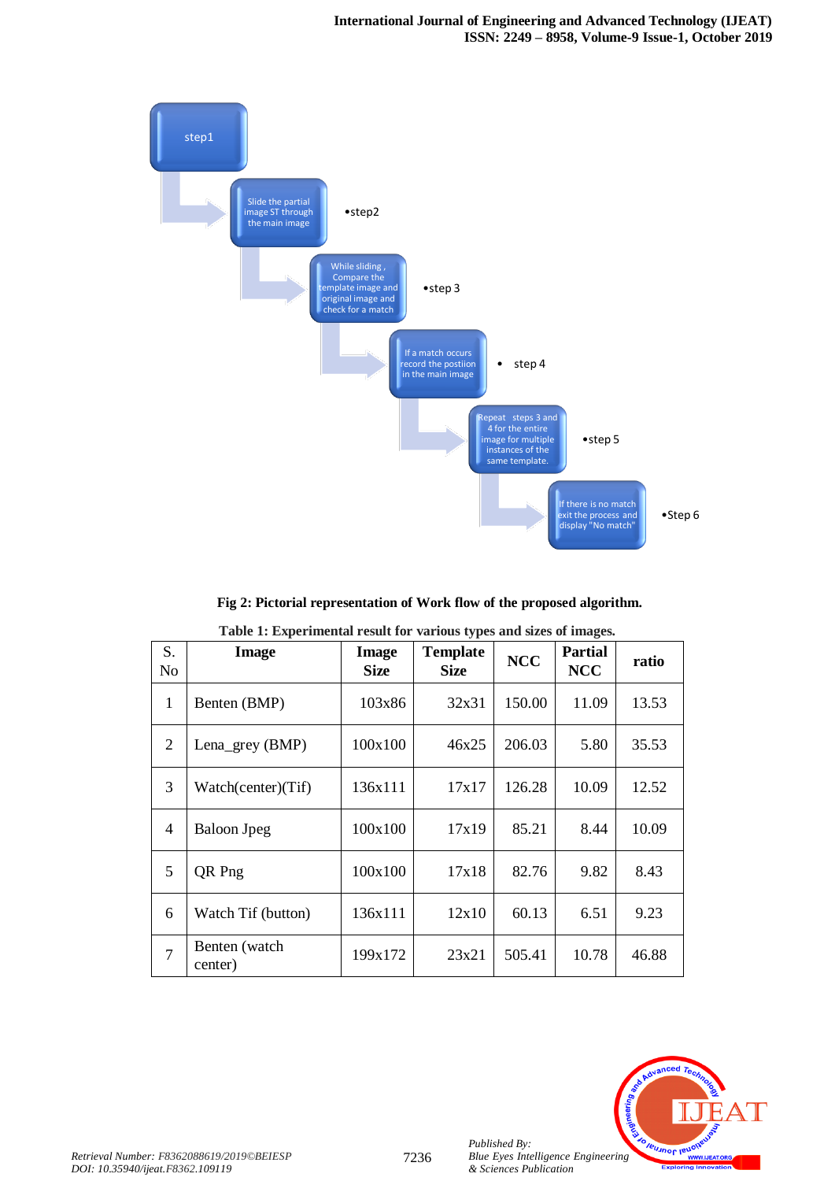- step1
- Slide the partial image ST through the main image — step2
- While sliding , Compare the template image and original image and check for a match — step 3
- If a match occurs record the postion in the main image — step 4
- Repeat steps 3 and 4 for the entire image for multiple instances of the same template. — step 5
- If there is no match exit the process and display "No match" — Step 6

**Fig 2: Pictorial representation of Work flow of the proposed algorithm.**

**Table 1: Experimental result for various types and sizes of images.**

| S. No | Image | Image Size | Template Size | NCC | Partial NCC | ratio |
|---|---|---|---|---|---|---|
| 1 | Benten (BMP) | 103x86 | 32x31 | 150.00 | 11.09 | 13.53 |
| 2 | Lena_grey (BMP) | 100x100 | 46x25 | 206.03 | 5.80 | 35.53 |
| 3 | Watch(center)(Tif) | 136x111 | 17x17 | 126.28 | 10.09 | 12.52 |
| 4 | Baloon Jpeg | 100x100 | 17x19 | 85.21 | 8.44 | 10.09 |
| 5 | QR Png | 100x100 | 17x18 | 82.76 | 9.82 | 8.43 |
| 6 | Watch Tif (button) | 136x111 | 12x10 | 60.13 | 6.51 | 9.23 |
| 7 | Benten (watch center) | 199x172 | 23x21 | 505.41 | 10.78 | 46.88 |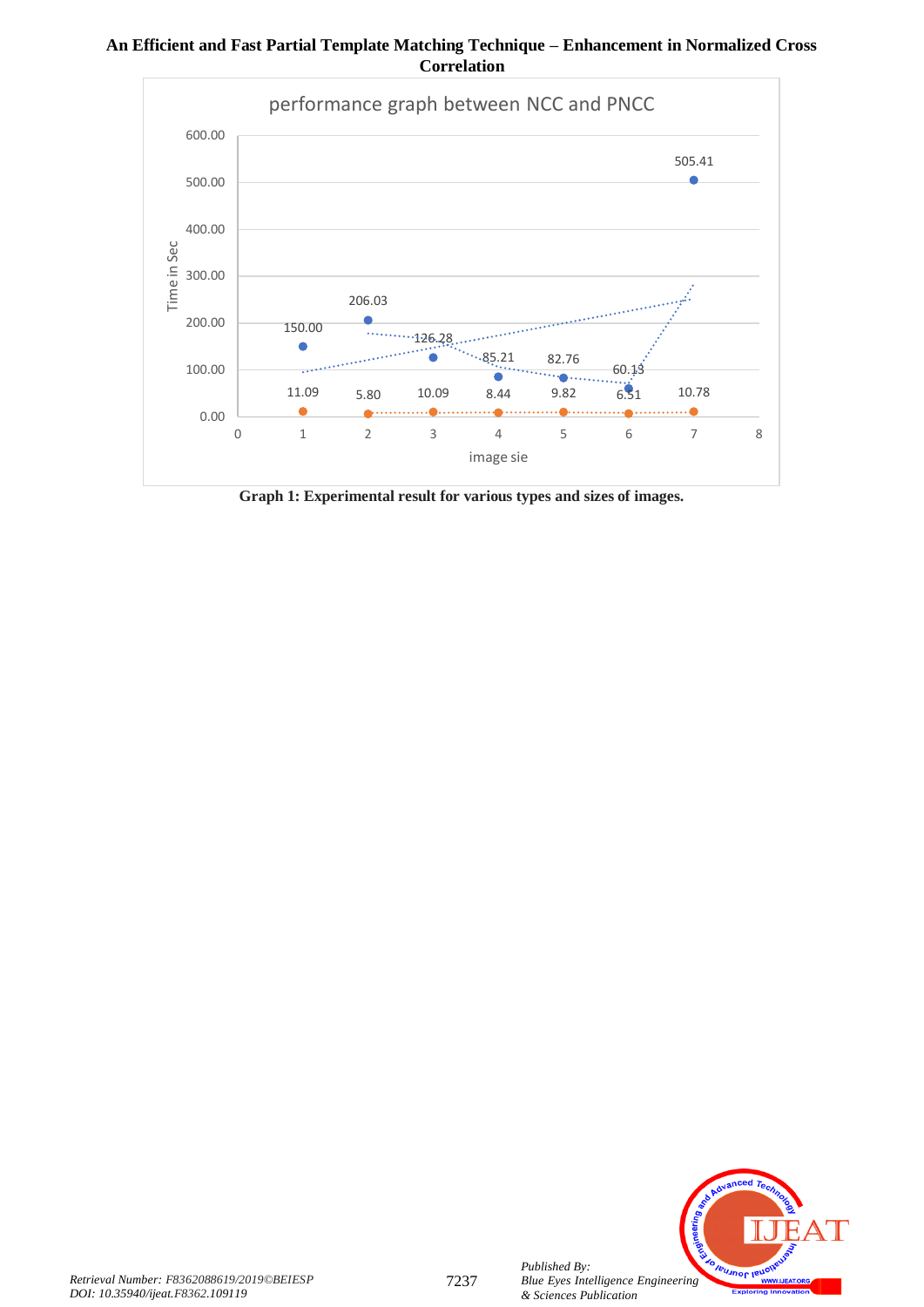performance graph between NCC and PNCC

600.00

500.00

400.00

300.00

200.00

100.00

0.00

Time in Sec

0 1 2 3 4 5 6 7 8

image sie

150.00

206.03

126.28

85.21

82.76

60.13

505.41

11.09

5.80

10.09

8.44

9.82

6.51

10.78

**Graph 1: Experimental result for various types and sizes of images.**